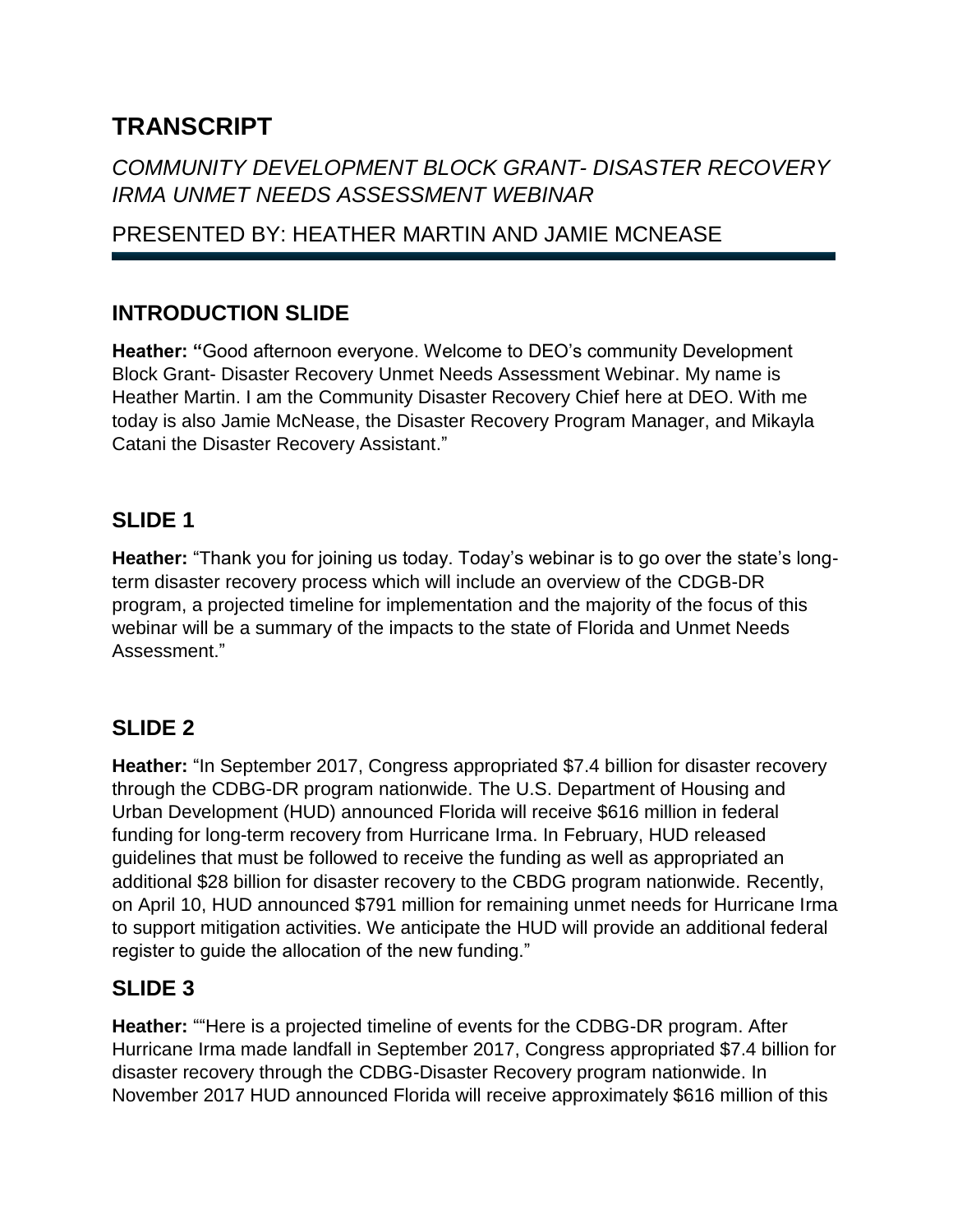# TRANSCRIPT

## *COMMUNITY DEVELOPMENT BLOCK GRANT- DISASTER RECOVERY IRMA UNMET NEEDS ASSESSMENT WEBINAR*

## PRESENTED BY: HEATHER MARTIN AND JAMIE MCNEASE

---

## INTRODUCTION SLIDE

**Heather: "**Good afternoon everyone. Welcome to DEO's community Development Block Grant- Disaster Recovery Unmet Needs Assessment Webinar. My name is Heather Martin. I am the Community Disaster Recovery Chief here at DEO. With me today is also Jamie McNease, the Disaster Recovery Program Manager, and Mikayla Catani the Disaster Recovery Assistant."

## SLIDE 1

**Heather:** "Thank you for joining us today. Today's webinar is to go over the state's long-term disaster recovery process which will include an overview of the CDGB-DR program, a projected timeline for implementation and the majority of the focus of this webinar will be a summary of the impacts to the state of Florida and Unmet Needs Assessment."

## SLIDE 2

**Heather:** "In September 2017, Congress appropriated $7.4 billion for disaster recovery through the CDBG-DR program nationwide. The U.S. Department of Housing and Urban Development (HUD) announced Florida will receive $616 million in federal funding for long-term recovery from Hurricane Irma. In February, HUD released guidelines that must be followed to receive the funding as well as appropriated an additional $28 billion for disaster recovery to the CBDG program nationwide. Recently, on April 10, HUD announced $791 million for remaining unmet needs for Hurricane Irma to support mitigation activities. We anticipate the HUD will provide an additional federal register to guide the allocation of the new funding."

## SLIDE 3

**Heather:** ""Here is a projected timeline of events for the CDBG-DR program. After Hurricane Irma made landfall in September 2017, Congress appropriated $7.4 billion for disaster recovery through the CDBG-Disaster Recovery program nationwide. In November 2017 HUD announced Florida will receive approximately $616 million of this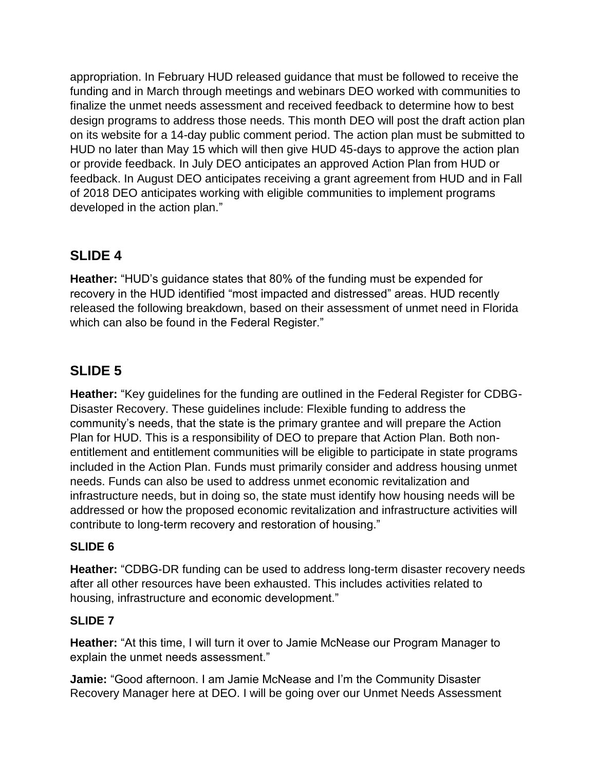appropriation. In February HUD released guidance that must be followed to receive the funding and in March through meetings and webinars DEO worked with communities to finalize the unmet needs assessment and received feedback to determine how to best design programs to address those needs. This month DEO will post the draft action plan on its website for a 14-day public comment period. The action plan must be submitted to HUD no later than May 15 which will then give HUD 45-days to approve the action plan or provide feedback. In July DEO anticipates an approved Action Plan from HUD or feedback. In August DEO anticipates receiving a grant agreement from HUD and in Fall of 2018 DEO anticipates working with eligible communities to implement programs developed in the action plan."

## SLIDE 4

**Heather:** "HUD's guidance states that 80% of the funding must be expended for recovery in the HUD identified "most impacted and distressed" areas. HUD recently released the following breakdown, based on their assessment of unmet need in Florida which can also be found in the Federal Register."

## SLIDE 5

**Heather:** "Key guidelines for the funding are outlined in the Federal Register for CDBG-Disaster Recovery. These guidelines include: Flexible funding to address the community's needs, that the state is the primary grantee and will prepare the Action Plan for HUD. This is a responsibility of DEO to prepare that Action Plan. Both non-entitlement and entitlement communities will be eligible to participate in state programs included in the Action Plan. Funds must primarily consider and address housing unmet needs. Funds can also be used to address unmet economic revitalization and infrastructure needs, but in doing so, the state must identify how housing needs will be addressed or how the proposed economic revitalization and infrastructure activities will contribute to long-term recovery and restoration of housing."

### SLIDE 6

**Heather:** "CDBG-DR funding can be used to address long-term disaster recovery needs after all other resources have been exhausted. This includes activities related to housing, infrastructure and economic development."

### SLIDE 7

**Heather:** "At this time, I will turn it over to Jamie McNease our Program Manager to explain the unmet needs assessment."

**Jamie:** "Good afternoon. I am Jamie McNease and I'm the Community Disaster Recovery Manager here at DEO. I will be going over our Unmet Needs Assessment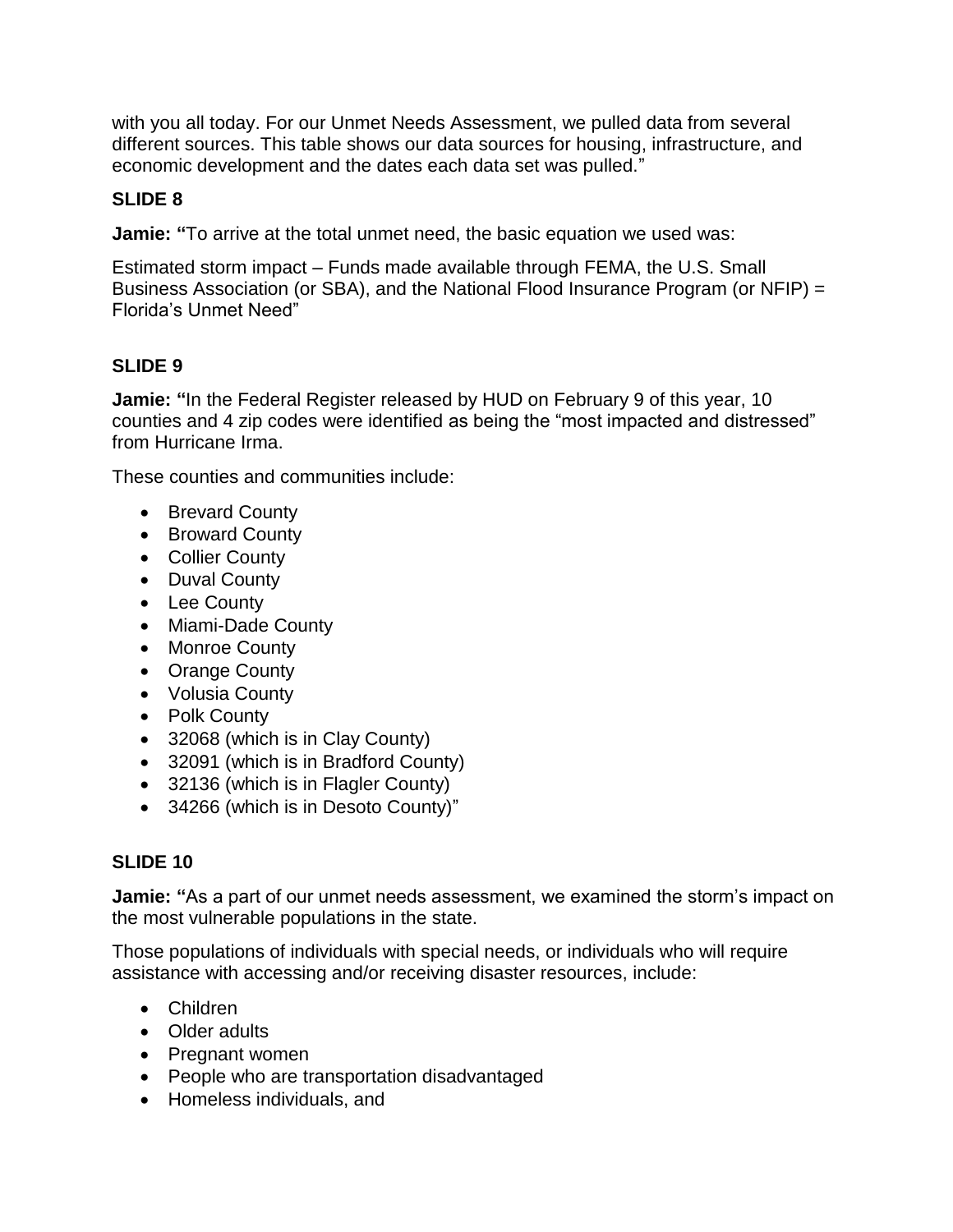with you all today. For our Unmet Needs Assessment, we pulled data from several different sources. This table shows our data sources for housing, infrastructure, and economic development and the dates each data set was pulled."

**SLIDE 8**

**Jamie: "**To arrive at the total unmet need, the basic equation we used was:

Estimated storm impact – Funds made available through FEMA, the U.S. Small Business Association (or SBA), and the National Flood Insurance Program (or NFIP) = Florida's Unmet Need"

**SLIDE 9**

**Jamie: "**In the Federal Register released by HUD on February 9 of this year, 10 counties and 4 zip codes were identified as being the "most impacted and distressed" from Hurricane Irma.

These counties and communities include:

- Brevard County
- Broward County
- Collier County
- Duval County
- Lee County
- Miami-Dade County
- Monroe County
- Orange County
- Volusia County
- Polk County
- 32068 (which is in Clay County)
- 32091 (which is in Bradford County)
- 32136 (which is in Flagler County)
- 34266 (which is in Desoto County)"

**SLIDE 10**

**Jamie: "**As a part of our unmet needs assessment, we examined the storm's impact on the most vulnerable populations in the state.

Those populations of individuals with special needs, or individuals who will require assistance with accessing and/or receiving disaster resources, include:

- Children
- Older adults
- Pregnant women
- People who are transportation disadvantaged
- Homeless individuals, and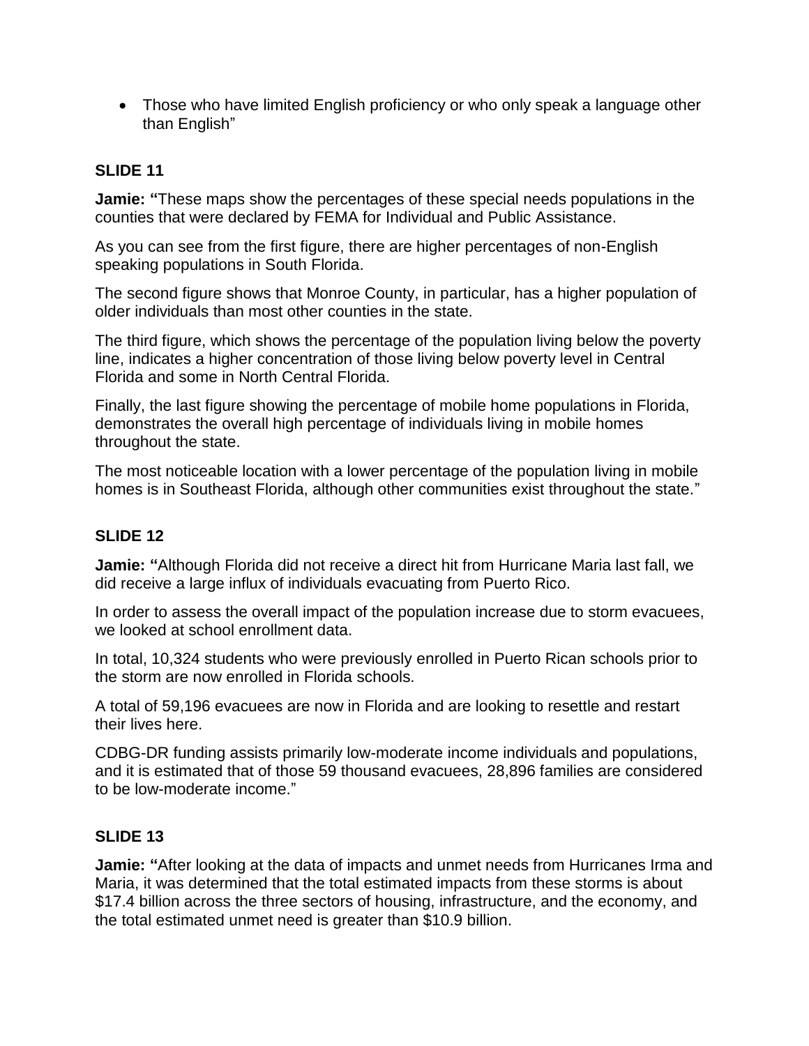- Those who have limited English proficiency or who only speak a language other than English"

**SLIDE 11**

**Jamie: "**These maps show the percentages of these special needs populations in the counties that were declared by FEMA for Individual and Public Assistance.

As you can see from the first figure, there are higher percentages of non-English speaking populations in South Florida.

The second figure shows that Monroe County, in particular, has a higher population of older individuals than most other counties in the state.

The third figure, which shows the percentage of the population living below the poverty line, indicates a higher concentration of those living below poverty level in Central Florida and some in North Central Florida.

Finally, the last figure showing the percentage of mobile home populations in Florida, demonstrates the overall high percentage of individuals living in mobile homes throughout the state.

The most noticeable location with a lower percentage of the population living in mobile homes is in Southeast Florida, although other communities exist throughout the state."

**SLIDE 12**

**Jamie: "**Although Florida did not receive a direct hit from Hurricane Maria last fall, we did receive a large influx of individuals evacuating from Puerto Rico.

In order to assess the overall impact of the population increase due to storm evacuees, we looked at school enrollment data.

In total, 10,324 students who were previously enrolled in Puerto Rican schools prior to the storm are now enrolled in Florida schools.

A total of 59,196 evacuees are now in Florida and are looking to resettle and restart their lives here.

CDBG-DR funding assists primarily low-moderate income individuals and populations, and it is estimated that of those 59 thousand evacuees, 28,896 families are considered to be low-moderate income."

**SLIDE 13**

**Jamie: "**After looking at the data of impacts and unmet needs from Hurricanes Irma and Maria, it was determined that the total estimated impacts from these storms is about $17.4 billion across the three sectors of housing, infrastructure, and the economy, and the total estimated unmet need is greater than $10.9 billion.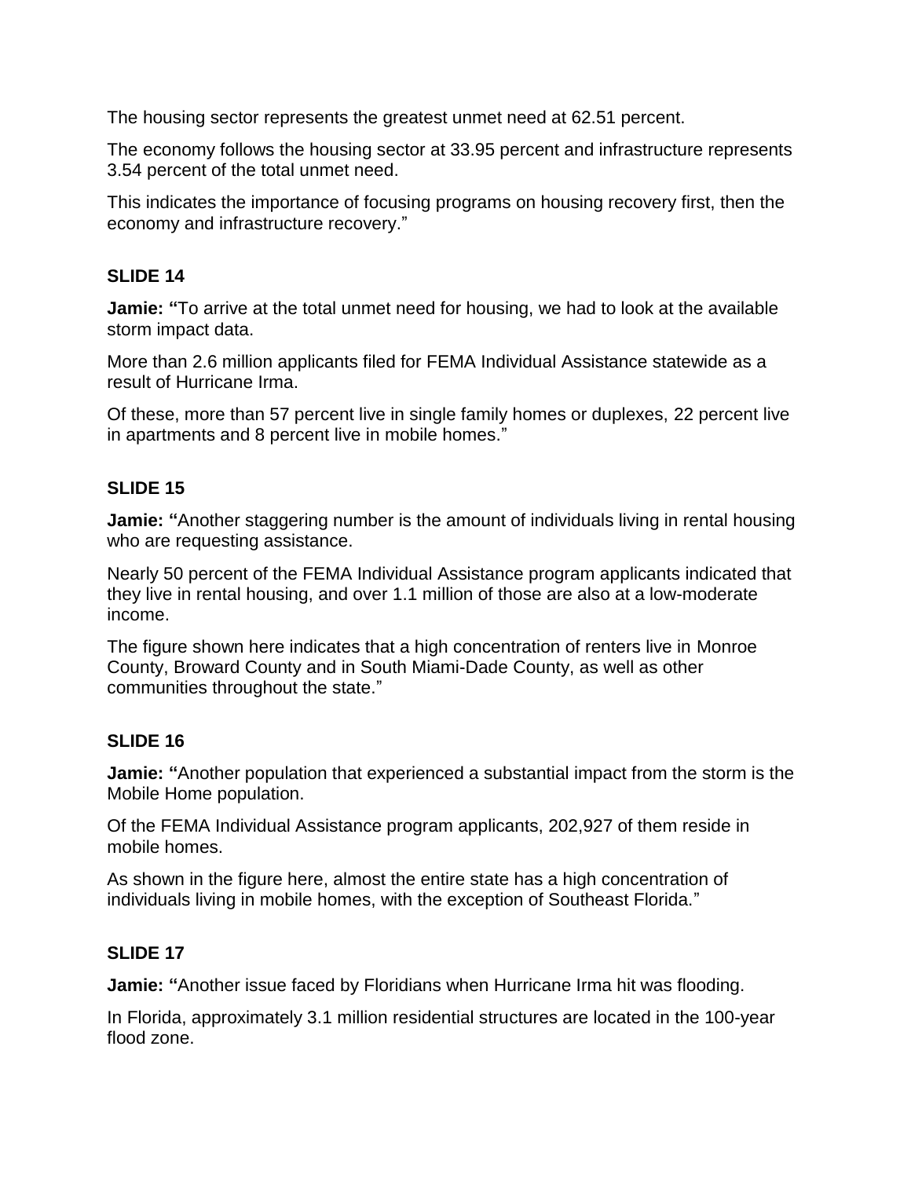The housing sector represents the greatest unmet need at 62.51 percent.

The economy follows the housing sector at 33.95 percent and infrastructure represents 3.54 percent of the total unmet need.

This indicates the importance of focusing programs on housing recovery first, then the economy and infrastructure recovery."

**SLIDE 14**

**Jamie: "**To arrive at the total unmet need for housing, we had to look at the available storm impact data.

More than 2.6 million applicants filed for FEMA Individual Assistance statewide as a result of Hurricane Irma.

Of these, more than 57 percent live in single family homes or duplexes, 22 percent live in apartments and 8 percent live in mobile homes."

**SLIDE 15**

**Jamie: "**Another staggering number is the amount of individuals living in rental housing who are requesting assistance.

Nearly 50 percent of the FEMA Individual Assistance program applicants indicated that they live in rental housing, and over 1.1 million of those are also at a low-moderate income.

The figure shown here indicates that a high concentration of renters live in Monroe County, Broward County and in South Miami-Dade County, as well as other communities throughout the state."

**SLIDE 16**

**Jamie: "**Another population that experienced a substantial impact from the storm is the Mobile Home population.

Of the FEMA Individual Assistance program applicants, 202,927 of them reside in mobile homes.

As shown in the figure here, almost the entire state has a high concentration of individuals living in mobile homes, with the exception of Southeast Florida."

**SLIDE 17**

**Jamie: "**Another issue faced by Floridians when Hurricane Irma hit was flooding.

In Florida, approximately 3.1 million residential structures are located in the 100-year flood zone.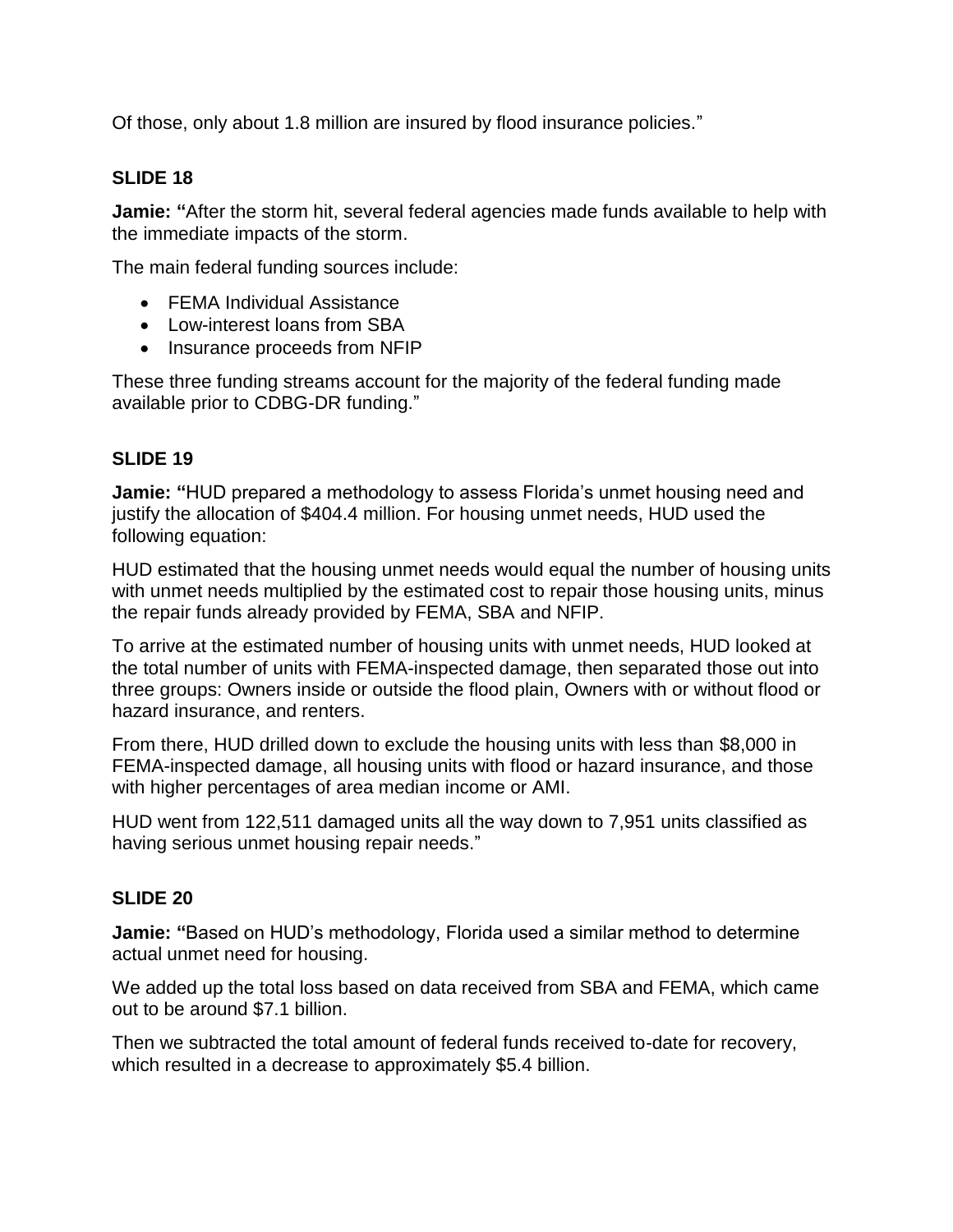Of those, only about 1.8 million are insured by flood insurance policies."

### SLIDE 18

**Jamie: "**After the storm hit, several federal agencies made funds available to help with the immediate impacts of the storm.

The main federal funding sources include:

- FEMA Individual Assistance
- Low-interest loans from SBA
- Insurance proceeds from NFIP

These three funding streams account for the majority of the federal funding made available prior to CDBG-DR funding."

### SLIDE 19

**Jamie: "**HUD prepared a methodology to assess Florida's unmet housing need and justify the allocation of $404.4 million. For housing unmet needs, HUD used the following equation:

HUD estimated that the housing unmet needs would equal the number of housing units with unmet needs multiplied by the estimated cost to repair those housing units, minus the repair funds already provided by FEMA, SBA and NFIP.

To arrive at the estimated number of housing units with unmet needs, HUD looked at the total number of units with FEMA-inspected damage, then separated those out into three groups: Owners inside or outside the flood plain, Owners with or without flood or hazard insurance, and renters.

From there, HUD drilled down to exclude the housing units with less than $8,000 in FEMA-inspected damage, all housing units with flood or hazard insurance, and those with higher percentages of area median income or AMI.

HUD went from 122,511 damaged units all the way down to 7,951 units classified as having serious unmet housing repair needs."

### SLIDE 20

**Jamie: "**Based on HUD's methodology, Florida used a similar method to determine actual unmet need for housing.

We added up the total loss based on data received from SBA and FEMA, which came out to be around $7.1 billion.

Then we subtracted the total amount of federal funds received to-date for recovery, which resulted in a decrease to approximately $5.4 billion.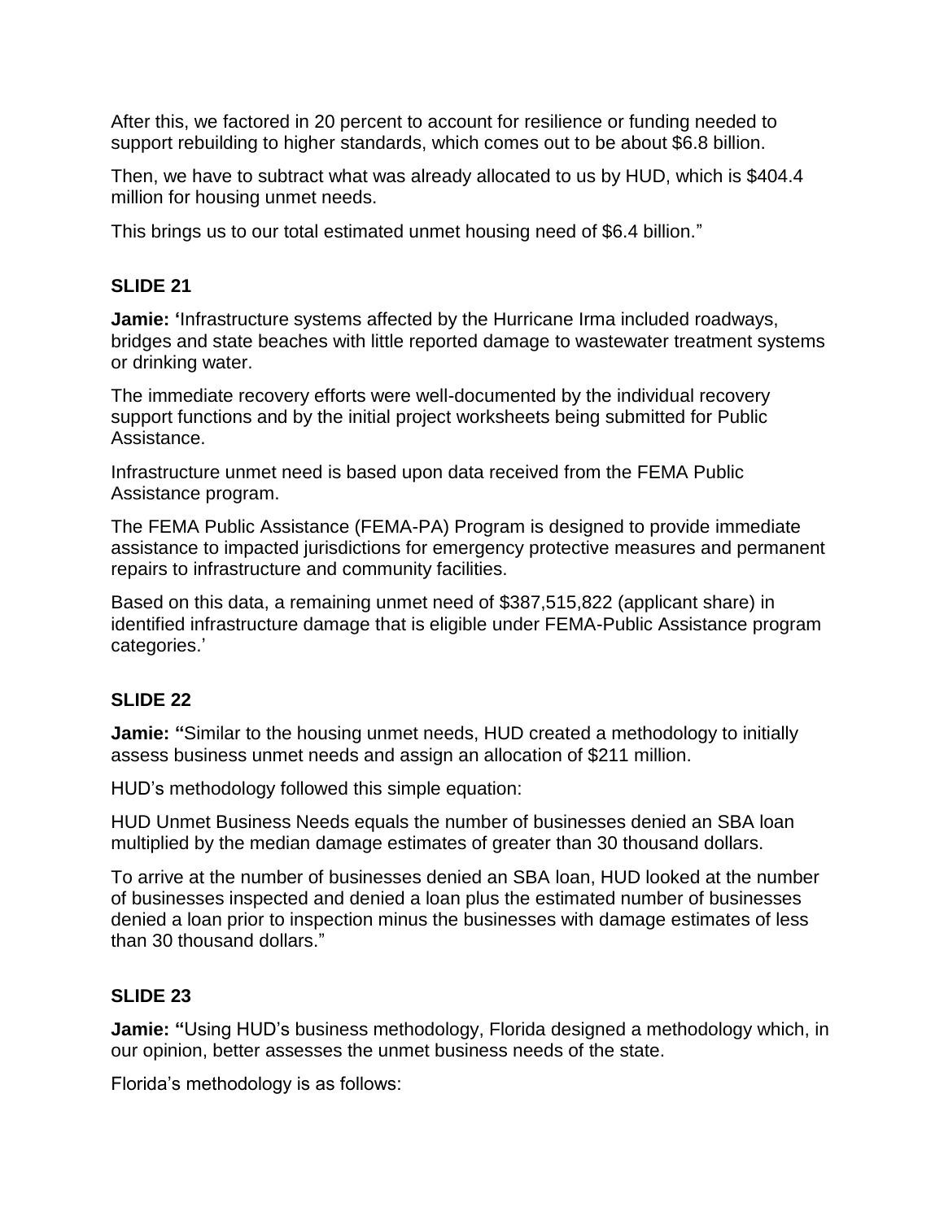After this, we factored in 20 percent to account for resilience or funding needed to support rebuilding to higher standards, which comes out to be about $6.8 billion.

Then, we have to subtract what was already allocated to us by HUD, which is $404.4 million for housing unmet needs.

This brings us to our total estimated unmet housing need of $6.4 billion."

### SLIDE 21

**Jamie: '**Infrastructure systems affected by the Hurricane Irma included roadways, bridges and state beaches with little reported damage to wastewater treatment systems or drinking water.

The immediate recovery efforts were well-documented by the individual recovery support functions and by the initial project worksheets being submitted for Public Assistance.

Infrastructure unmet need is based upon data received from the FEMA Public Assistance program.

The FEMA Public Assistance (FEMA-PA) Program is designed to provide immediate assistance to impacted jurisdictions for emergency protective measures and permanent repairs to infrastructure and community facilities.

Based on this data, a remaining unmet need of $387,515,822 (applicant share) in identified infrastructure damage that is eligible under FEMA-Public Assistance program categories.'

### SLIDE 22

**Jamie: "**Similar to the housing unmet needs, HUD created a methodology to initially assess business unmet needs and assign an allocation of $211 million.

HUD's methodology followed this simple equation:

HUD Unmet Business Needs equals the number of businesses denied an SBA loan multiplied by the median damage estimates of greater than 30 thousand dollars.

To arrive at the number of businesses denied an SBA loan, HUD looked at the number of businesses inspected and denied a loan plus the estimated number of businesses denied a loan prior to inspection minus the businesses with damage estimates of less than 30 thousand dollars."

### SLIDE 23

**Jamie: "**Using HUD's business methodology, Florida designed a methodology which, in our opinion, better assesses the unmet business needs of the state.

Florida's methodology is as follows: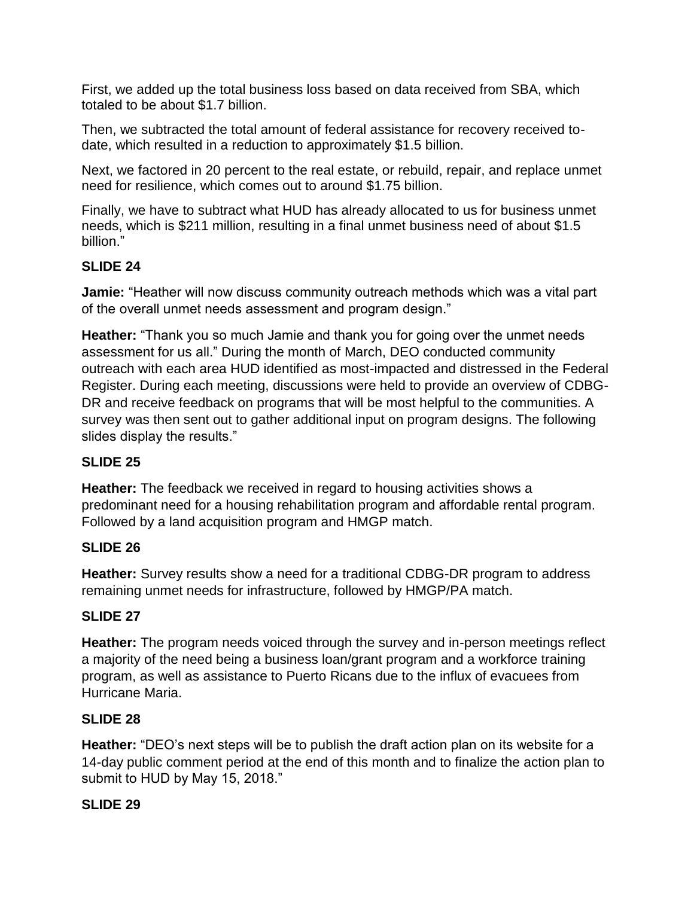First, we added up the total business loss based on data received from SBA, which totaled to be about $1.7 billion.

Then, we subtracted the total amount of federal assistance for recovery received to-date, which resulted in a reduction to approximately $1.5 billion.

Next, we factored in 20 percent to the real estate, or rebuild, repair, and replace unmet need for resilience, which comes out to around $1.75 billion.

Finally, we have to subtract what HUD has already allocated to us for business unmet needs, which is $211 million, resulting in a final unmet business need of about $1.5 billion."

**SLIDE 24**

**Jamie:** "Heather will now discuss community outreach methods which was a vital part of the overall unmet needs assessment and program design."

**Heather:** "Thank you so much Jamie and thank you for going over the unmet needs assessment for us all." During the month of March, DEO conducted community outreach with each area HUD identified as most-impacted and distressed in the Federal Register. During each meeting, discussions were held to provide an overview of CDBG-DR and receive feedback on programs that will be most helpful to the communities. A survey was then sent out to gather additional input on program designs. The following slides display the results."

**SLIDE 25**

**Heather:** The feedback we received in regard to housing activities shows a predominant need for a housing rehabilitation program and affordable rental program. Followed by a land acquisition program and HMGP match.

**SLIDE 26**

**Heather:** Survey results show a need for a traditional CDBG-DR program to address remaining unmet needs for infrastructure, followed by HMGP/PA match.

**SLIDE 27**

**Heather:** The program needs voiced through the survey and in-person meetings reflect a majority of the need being a business loan/grant program and a workforce training program, as well as assistance to Puerto Ricans due to the influx of evacuees from Hurricane Maria.

**SLIDE 28**

**Heather:** "DEO's next steps will be to publish the draft action plan on its website for a 14-day public comment period at the end of this month and to finalize the action plan to submit to HUD by May 15, 2018."

**SLIDE 29**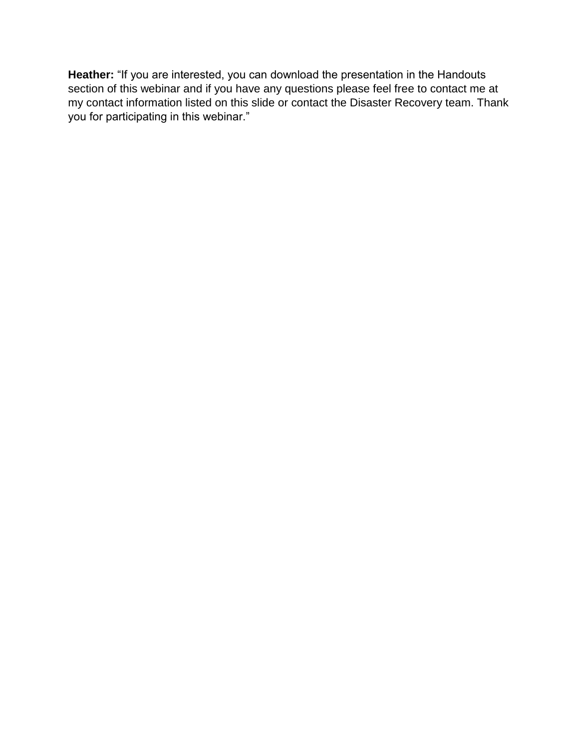**Heather:** “If you are interested, you can download the presentation in the Handouts section of this webinar and if you have any questions please feel free to contact me at my contact information listed on this slide or contact the Disaster Recovery team. Thank you for participating in this webinar.”